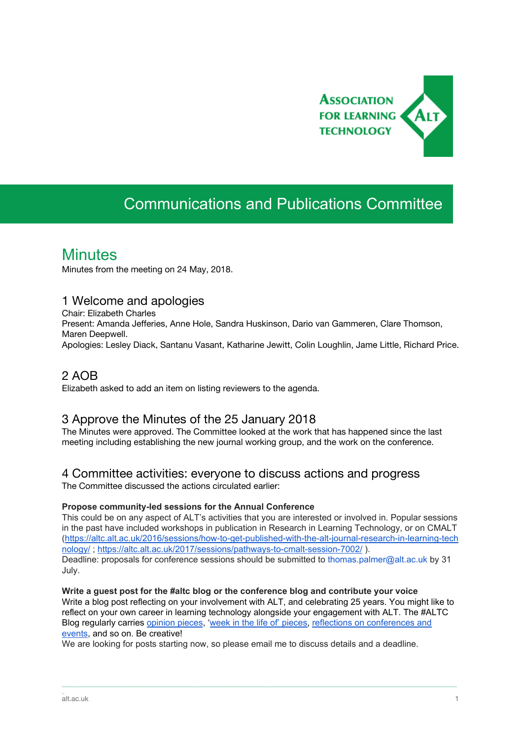# Communications and Publications Committee

## Minutes

Minutes from the meeting on 24 May, 2018.

### 1 Welcome and apologies

Chair: Elizabeth Charles
Present: Amanda Jefferies, Anne Hole, Sandra Huskinson, Dario van Gammeren, Clare Thomson, Maren Deepwell.
Apologies: Lesley Diack, Santanu Vasant, Katharine Jewitt, Colin Loughlin, Jame Little, Richard Price.

### 2 AOB

Elizabeth asked to add an item on listing reviewers to the agenda.

### 3 Approve the Minutes of the 25 January 2018

The Minutes were approved. The Committee looked at the work that has happened since the last meeting including establishing the new journal working group, and the work on the conference.

### 4 Committee activities: everyone to discuss actions and progress

The Committee discussed the actions circulated earlier:

**Propose community-led sessions for the Annual Conference**
This could be on any aspect of ALT's activities that you are interested or involved in. Popular sessions in the past have included workshops in publication in Research in Learning Technology, or on CMALT (https://altc.alt.ac.uk/2016/sessions/how-to-get-published-with-the-alt-journal-research-in-learning-technology/ ; https://altc.alt.ac.uk/2017/sessions/pathways-to-cmalt-session-7002/ ).
Deadline: proposals for conference sessions should be submitted to thomas.palmer@alt.ac.uk by 31 July.

**Write a guest post for the #altc blog or the conference blog and contribute your voice**
Write a blog post reflecting on your involvement with ALT, and celebrating 25 years. You might like to reflect on your own career in learning technology alongside your engagement with ALT. The #ALTC Blog regularly carries opinion pieces, 'week in the life of' pieces, reflections on conferences and events, and so on. Be creative!
We are looking for posts starting now, so please email me to discuss details and a deadline.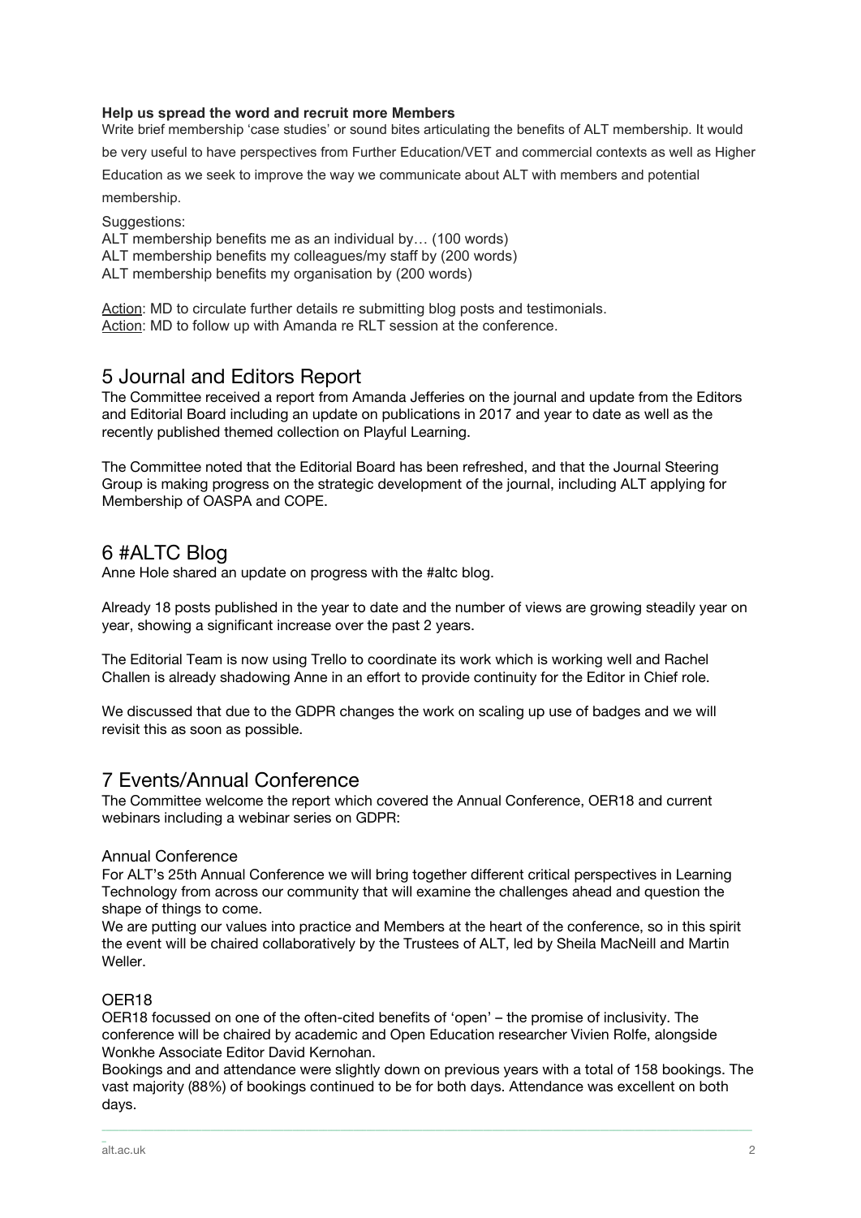**Help us spread the word and recruit more Members**

Write brief membership 'case studies' or sound bites articulating the benefits of ALT membership. It would be very useful to have perspectives from Further Education/VET and commercial contexts as well as Higher Education as we seek to improve the way we communicate about ALT with members and potential membership.

Suggestions:
ALT membership benefits me as an individual by… (100 words)
ALT membership benefits my colleagues/my staff by (200 words)
ALT membership benefits my organisation by (200 words)

Action: MD to circulate further details re submitting blog posts and testimonials.
Action: MD to follow up with Amanda re RLT session at the conference.

## 5 Journal and Editors Report

The Committee received a report from Amanda Jefferies on the journal and update from the Editors and Editorial Board including an update on publications in 2017 and year to date as well as the recently published themed collection on Playful Learning.

The Committee noted that the Editorial Board has been refreshed, and that the Journal Steering Group is making progress on the strategic development of the journal, including ALT applying for Membership of OASPA and COPE.

## 6 #ALTC Blog

Anne Hole shared an update on progress with the #altc blog.

Already 18 posts published in the year to date and the number of views are growing steadily year on year, showing a significant increase over the past 2 years.

The Editorial Team is now using Trello to coordinate its work which is working well and Rachel Challen is already shadowing Anne in an effort to provide continuity for the Editor in Chief role.

We discussed that due to the GDPR changes the work on scaling up use of badges and we will revisit this as soon as possible.

## 7 Events/Annual Conference

The Committee welcome the report which covered the Annual Conference, OER18 and current webinars including a webinar series on GDPR:

### Annual Conference

For ALT's 25th Annual Conference we will bring together different critical perspectives in Learning Technology from across our community that will examine the challenges ahead and question the shape of things to come.

We are putting our values into practice and Members at the heart of the conference, so in this spirit the event will be chaired collaboratively by the Trustees of ALT, led by Sheila MacNeill and Martin Weller.

### OER18

OER18 focussed on one of the often-cited benefits of 'open' – the promise of inclusivity. The conference will be chaired by academic and Open Education researcher Vivien Rolfe, alongside Wonkhe Associate Editor David Kernohan.

Bookings and and attendance were slightly down on previous years with a total of 158 bookings. The vast majority (88%) of bookings continued to be for both days. Attendance was excellent on both days.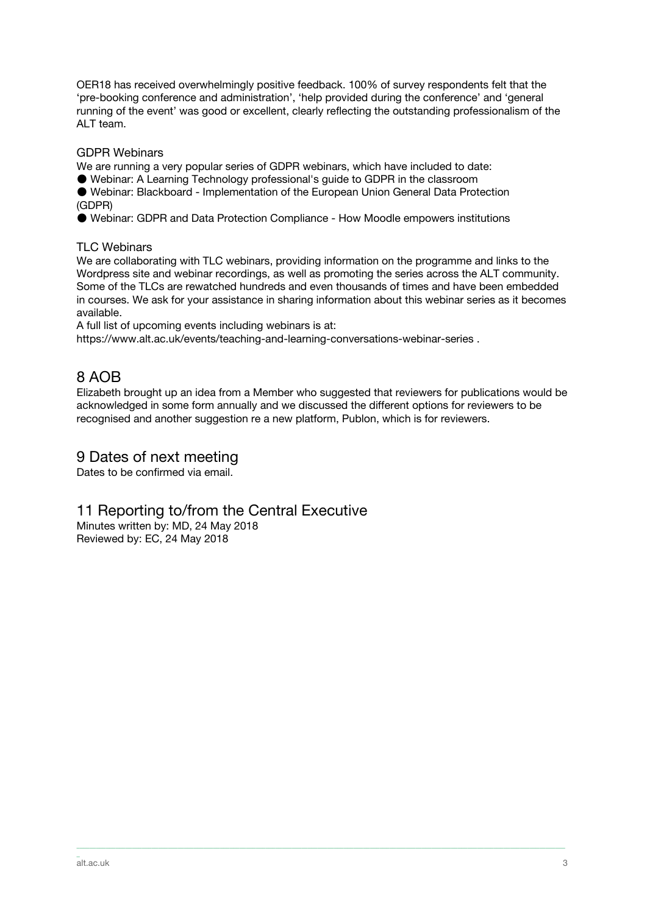OER18 has received overwhelmingly positive feedback. 100% of survey respondents felt that the 'pre-booking conference and administration', 'help provided during the conference' and 'general running of the event' was good or excellent, clearly reflecting the outstanding professionalism of the ALT team.

### GDPR Webinars

We are running a very popular series of GDPR webinars, which have included to date:

- Webinar: A Learning Technology professional's guide to GDPR in the classroom
- Webinar: Blackboard - Implementation of the European Union General Data Protection (GDPR)
- Webinar: GDPR and Data Protection Compliance - How Moodle empowers institutions

### TLC Webinars

We are collaborating with TLC webinars, providing information on the programme and links to the Wordpress site and webinar recordings, as well as promoting the series across the ALT community. Some of the TLCs are rewatched hundreds and even thousands of times and have been embedded in courses. We ask for your assistance in sharing information about this webinar series as it becomes available.

A full list of upcoming events including webinars is at:
https://www.alt.ac.uk/events/teaching-and-learning-conversations-webinar-series .

## 8 AOB

Elizabeth brought up an idea from a Member who suggested that reviewers for publications would be acknowledged in some form annually and we discussed the different options for reviewers to be recognised and another suggestion re a new platform, Publon, which is for reviewers.

## 9 Dates of next meeting

Dates to be confirmed via email.

## 11 Reporting to/from the Central Executive

Minutes written by: MD, 24 May 2018
Reviewed by: EC, 24 May 2018